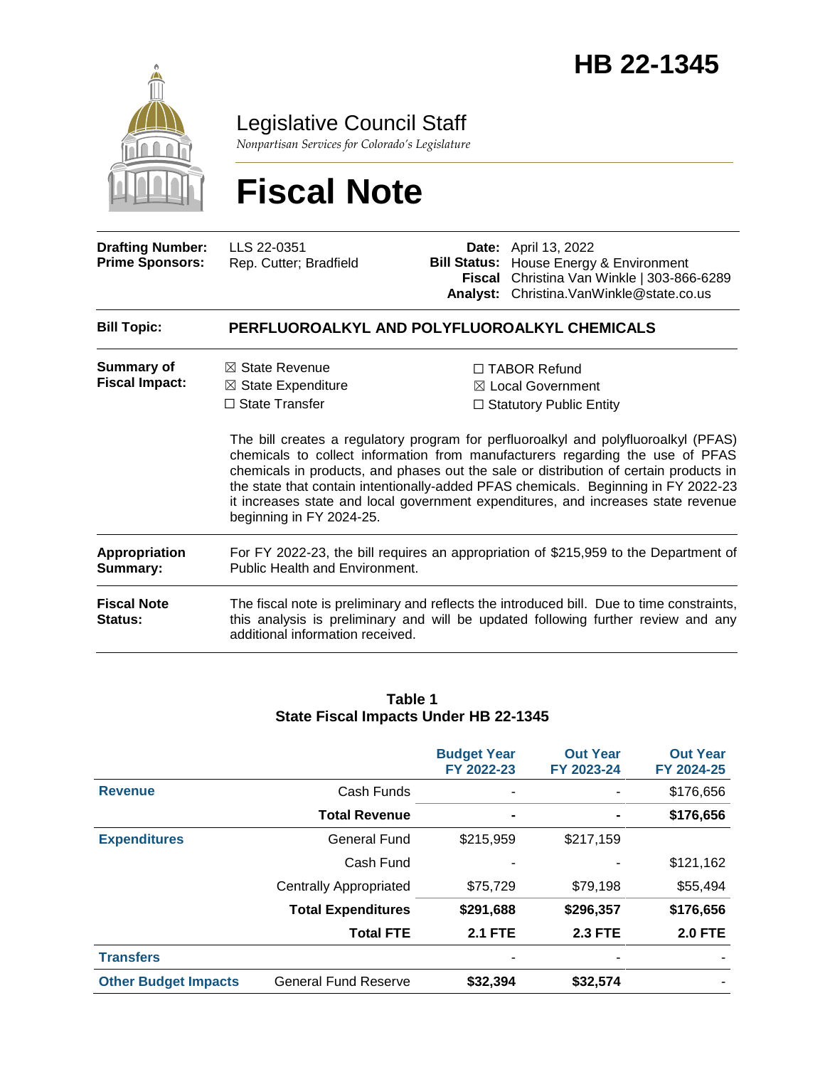# HB 22-1345

Legislative Council Staff

*Nonpartisan Services for Colorado's Legislature*

# Fiscal Note

| | | | |
|---|---|---|---|
| **Drafting Number:** | LLS 22-0351 | **Date:** | April 13, 2022 |
| **Prime Sponsors:** | Rep. Cutter; Bradfield | **Bill Status:** | House Energy & Environment |
| | | **Fiscal Analyst:** | Christina Van Winkle \| 303-866-6289 Christina.VanWinkle@state.co.us |

**Bill Topic:** **PERFLUOROALKYL AND POLYFLUOROALKYL CHEMICALS**

**Summary of Fiscal Impact:**

- ☒ State Revenue
- ☒ State Expenditure
- ☐ State Transfer
- ☐ TABOR Refund
- ☒ Local Government
- ☐ Statutory Public Entity

The bill creates a regulatory program for perfluoroalkyl and polyfluoroalkyl (PFAS) chemicals to collect information from manufacturers regarding the use of PFAS chemicals in products, and phases out the sale or distribution of certain products in the state that contain intentionally-added PFAS chemicals. Beginning in FY 2022-23 it increases state and local government expenditures, and increases state revenue beginning in FY 2024-25.

**Appropriation Summary:** For FY 2022-23, the bill requires an appropriation of $215,959 to the Department of Public Health and Environment.

**Fiscal Note Status:** The fiscal note is preliminary and reflects the introduced bill. Due to time constraints, this analysis is preliminary and will be updated following further review and any additional information received.

**Table 1**
**State Fiscal Impacts Under HB 22-1345**

| | | Budget Year FY 2022-23 | Out Year FY 2023-24 | Out Year FY 2024-25 |
|---|---|---|---|---|
| **Revenue** | Cash Funds | - | - | $176,656 |
| | **Total Revenue** | **-** | **-** | **$176,656** |
| **Expenditures** | General Fund | $215,959 | $217,159 | |
| | Cash Fund | - | - | $121,162 |
| | Centrally Appropriated | $75,729 | $79,198 | $55,494 |
| | **Total Expenditures** | **$291,688** | **$296,357** | **$176,656** |
| | **Total FTE** | **2.1 FTE** | **2.3 FTE** | **2.0 FTE** |
| **Transfers** | | - | - | - |
| **Other Budget Impacts** | General Fund Reserve | **$32,394** | **$32,574** | - |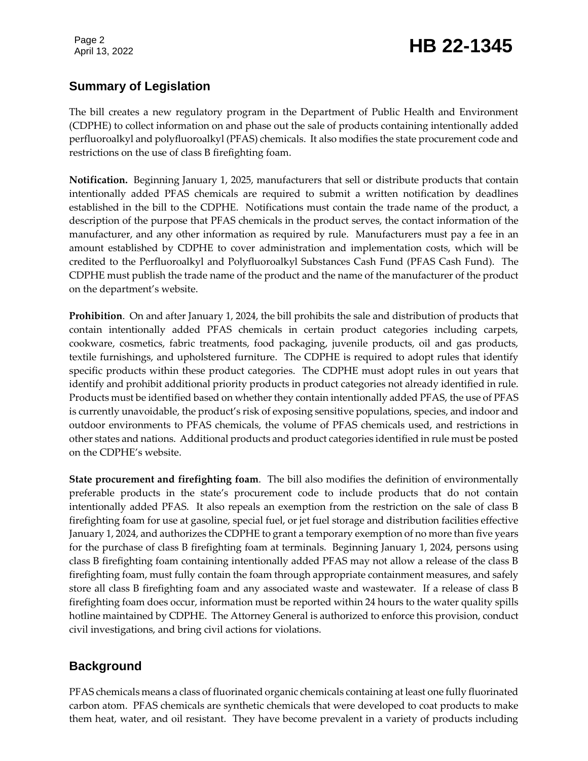## Summary of Legislation

The bill creates a new regulatory program in the Department of Public Health and Environment (CDPHE) to collect information on and phase out the sale of products containing intentionally added perfluoroalkyl and polyfluoroalkyl (PFAS) chemicals. It also modifies the state procurement code and restrictions on the use of class B firefighting foam.

**Notification.** Beginning January 1, 2025, manufacturers that sell or distribute products that contain intentionally added PFAS chemicals are required to submit a written notification by deadlines established in the bill to the CDPHE. Notifications must contain the trade name of the product, a description of the purpose that PFAS chemicals in the product serves, the contact information of the manufacturer, and any other information as required by rule. Manufacturers must pay a fee in an amount established by CDPHE to cover administration and implementation costs, which will be credited to the Perfluoroalkyl and Polyfluoroalkyl Substances Cash Fund (PFAS Cash Fund). The CDPHE must publish the trade name of the product and the name of the manufacturer of the product on the department's website.

**Prohibition**. On and after January 1, 2024, the bill prohibits the sale and distribution of products that contain intentionally added PFAS chemicals in certain product categories including carpets, cookware, cosmetics, fabric treatments, food packaging, juvenile products, oil and gas products, textile furnishings, and upholstered furniture. The CDPHE is required to adopt rules that identify specific products within these product categories. The CDPHE must adopt rules in out years that identify and prohibit additional priority products in product categories not already identified in rule. Products must be identified based on whether they contain intentionally added PFAS, the use of PFAS is currently unavoidable, the product's risk of exposing sensitive populations, species, and indoor and outdoor environments to PFAS chemicals, the volume of PFAS chemicals used, and restrictions in other states and nations. Additional products and product categories identified in rule must be posted on the CDPHE's website.

**State procurement and firefighting foam**. The bill also modifies the definition of environmentally preferable products in the state's procurement code to include products that do not contain intentionally added PFAS. It also repeals an exemption from the restriction on the sale of class B firefighting foam for use at gasoline, special fuel, or jet fuel storage and distribution facilities effective January 1, 2024, and authorizes the CDPHE to grant a temporary exemption of no more than five years for the purchase of class B firefighting foam at terminals. Beginning January 1, 2024, persons using class B firefighting foam containing intentionally added PFAS may not allow a release of the class B firefighting foam, must fully contain the foam through appropriate containment measures, and safely store all class B firefighting foam and any associated waste and wastewater. If a release of class B firefighting foam does occur, information must be reported within 24 hours to the water quality spills hotline maintained by CDPHE. The Attorney General is authorized to enforce this provision, conduct civil investigations, and bring civil actions for violations.

## Background

PFAS chemicals means a class of fluorinated organic chemicals containing at least one fully fluorinated carbon atom. PFAS chemicals are synthetic chemicals that were developed to coat products to make them heat, water, and oil resistant. They have become prevalent in a variety of products including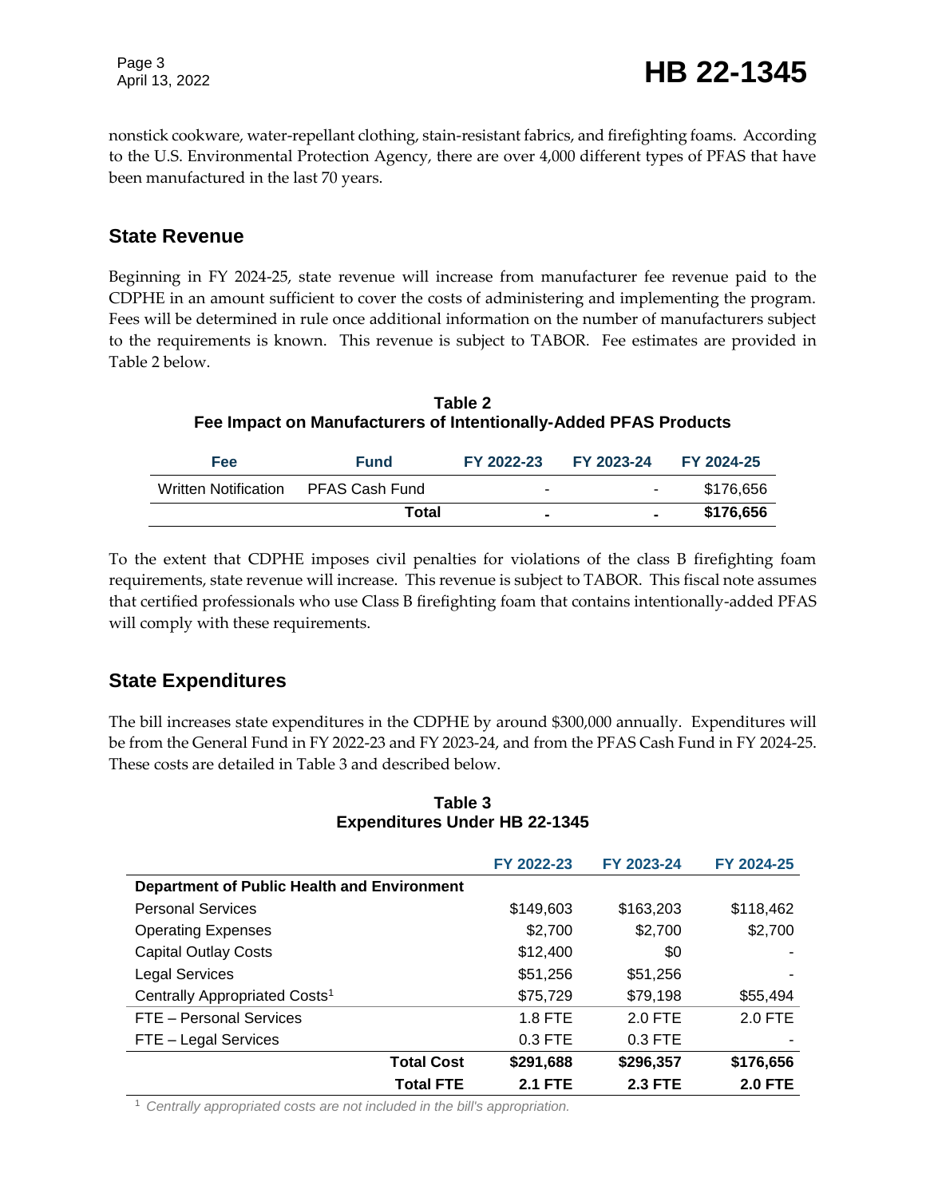nonstick cookware, water-repellant clothing, stain-resistant fabrics, and firefighting foams. According to the U.S. Environmental Protection Agency, there are over 4,000 different types of PFAS that have been manufactured in the last 70 years.

## State Revenue

Beginning in FY 2024-25, state revenue will increase from manufacturer fee revenue paid to the CDPHE in an amount sufficient to cover the costs of administering and implementing the program. Fees will be determined in rule once additional information on the number of manufacturers subject to the requirements is known. This revenue is subject to TABOR. Fee estimates are provided in Table 2 below.

**Table 2**
**Fee Impact on Manufacturers of Intentionally-Added PFAS Products**

| Fee | Fund | FY 2022-23 | FY 2023-24 | FY 2024-25 |
|---|---|---|---|---|
| Written Notification | PFAS Cash Fund | - | - | $176,656 |
| | **Total** | **-** | **-** | **$176,656** |

To the extent that CDPHE imposes civil penalties for violations of the class B firefighting foam requirements, state revenue will increase. This revenue is subject to TABOR. This fiscal note assumes that certified professionals who use Class B firefighting foam that contains intentionally-added PFAS will comply with these requirements.

## State Expenditures

The bill increases state expenditures in the CDPHE by around $300,000 annually. Expenditures will be from the General Fund in FY 2022-23 and FY 2023-24, and from the PFAS Cash Fund in FY 2024-25. These costs are detailed in Table 3 and described below.

**Table 3**
**Expenditures Under HB 22-1345**

| | FY 2022-23 | FY 2023-24 | FY 2024-25 |
|---|---|---|---|
| **Department of Public Health and Environment** | | | |
| Personal Services | $149,603 | $163,203 | $118,462 |
| Operating Expenses | $2,700 | $2,700 | $2,700 |
| Capital Outlay Costs | $12,400 | $0 | - |
| Legal Services | $51,256 | $51,256 | - |
| Centrally Appropriated Costs[1] | $75,729 | $79,198 | $55,494 |
| FTE – Personal Services | 1.8 FTE | 2.0 FTE | 2.0 FTE |
| FTE – Legal Services | 0.3 FTE | 0.3 FTE | - |
| **Total Cost** | **$291,688** | **$296,357** | **$176,656** |
| **Total FTE** | **2.1 FTE** | **2.3 FTE** | **2.0 FTE** |

[1] *Centrally appropriated costs are not included in the bill's appropriation.*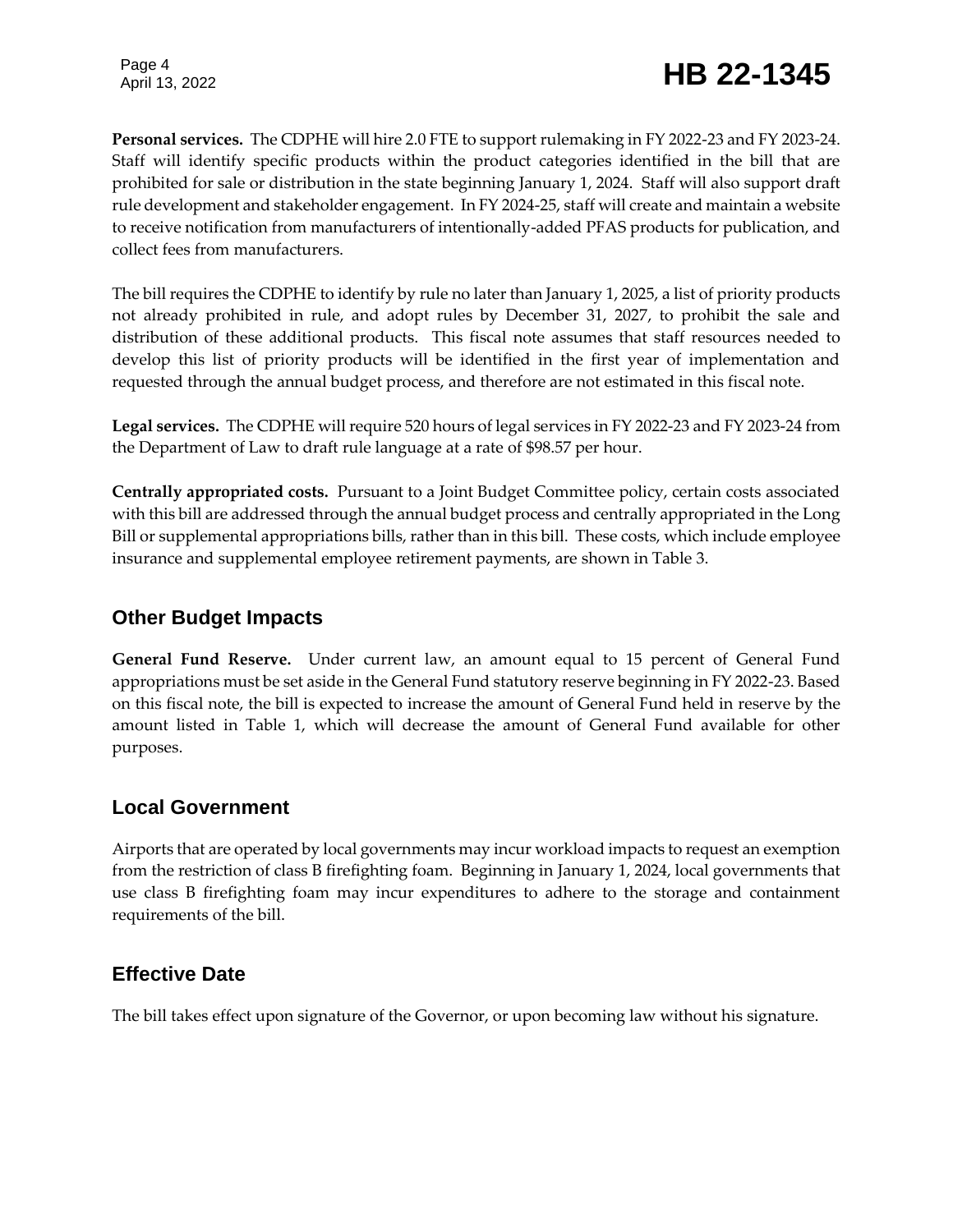**Personal services.** The CDPHE will hire 2.0 FTE to support rulemaking in FY 2022-23 and FY 2023-24. Staff will identify specific products within the product categories identified in the bill that are prohibited for sale or distribution in the state beginning January 1, 2024. Staff will also support draft rule development and stakeholder engagement. In FY 2024-25, staff will create and maintain a website to receive notification from manufacturers of intentionally-added PFAS products for publication, and collect fees from manufacturers.

The bill requires the CDPHE to identify by rule no later than January 1, 2025, a list of priority products not already prohibited in rule, and adopt rules by December 31, 2027, to prohibit the sale and distribution of these additional products. This fiscal note assumes that staff resources needed to develop this list of priority products will be identified in the first year of implementation and requested through the annual budget process, and therefore are not estimated in this fiscal note.

**Legal services.** The CDPHE will require 520 hours of legal services in FY 2022-23 and FY 2023-24 from the Department of Law to draft rule language at a rate of $98.57 per hour.

**Centrally appropriated costs.** Pursuant to a Joint Budget Committee policy, certain costs associated with this bill are addressed through the annual budget process and centrally appropriated in the Long Bill or supplemental appropriations bills, rather than in this bill. These costs, which include employee insurance and supplemental employee retirement payments, are shown in Table 3.

## Other Budget Impacts

**General Fund Reserve.** Under current law, an amount equal to 15 percent of General Fund appropriations must be set aside in the General Fund statutory reserve beginning in FY 2022-23. Based on this fiscal note, the bill is expected to increase the amount of General Fund held in reserve by the amount listed in Table 1, which will decrease the amount of General Fund available for other purposes.

## Local Government

Airports that are operated by local governments may incur workload impacts to request an exemption from the restriction of class B firefighting foam. Beginning in January 1, 2024, local governments that use class B firefighting foam may incur expenditures to adhere to the storage and containment requirements of the bill.

## Effective Date

The bill takes effect upon signature of the Governor, or upon becoming law without his signature.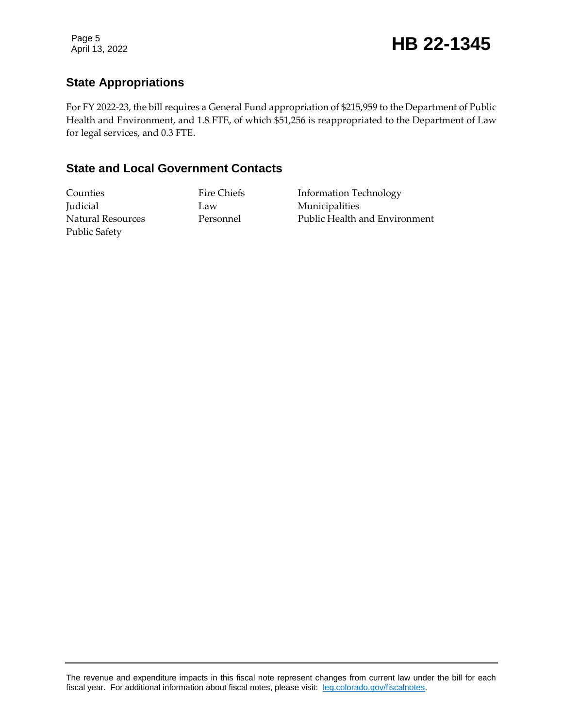## State Appropriations

For FY 2022-23, the bill requires a General Fund appropriation of $215,959 to the Department of Public Health and Environment, and 1.8 FTE, of which $51,256 is reappropriated to the Department of Law for legal services, and 0.3 FTE.

## State and Local Government Contacts

| | | |
|---|---|---|
| Counties | Fire Chiefs | Information Technology |
| Judicial | Law | Municipalities |
| Natural Resources | Personnel | Public Health and Environment |
| Public Safety | | |

The revenue and expenditure impacts in this fiscal note represent changes from current law under the bill for each fiscal year. For additional information about fiscal notes, please visit: leg.colorado.gov/fiscalnotes.